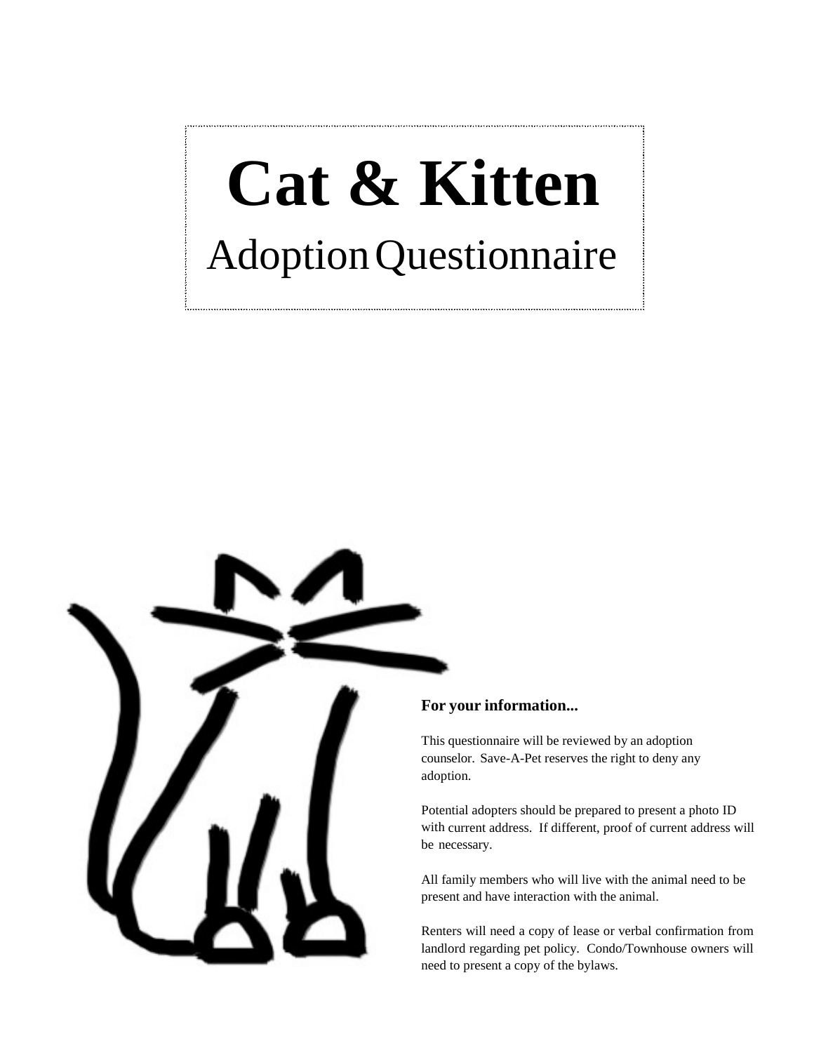# Cat & Kitten

## Adoption Questionnaire

**For your information...**

This questionnaire will be reviewed by an adoption counselor. Save-A-Pet reserves the right to deny any adoption.

Potential adopters should be prepared to present a photo ID with current address. If different, proof of current address will be necessary.

All family members who will live with the animal need to be present and have interaction with the animal.

Renters will need a copy of lease or verbal confirmation from landlord regarding pet policy. Condo/Townhouse owners will need to present a copy of the bylaws.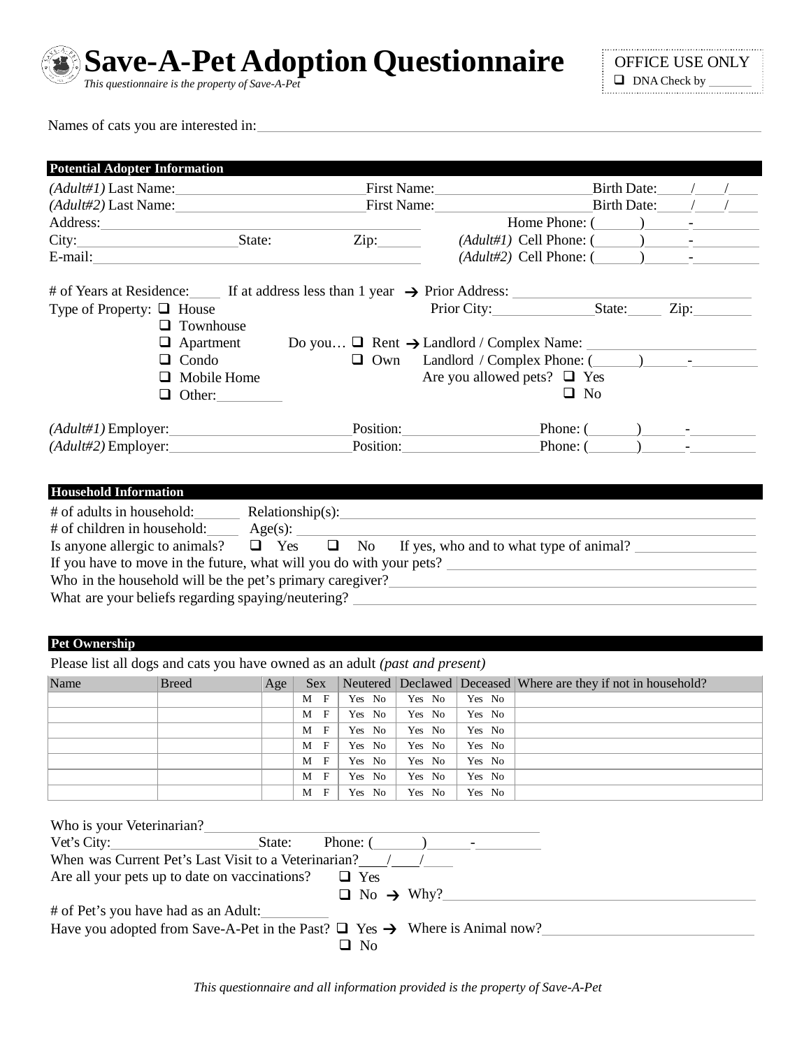# Save-A-Pet Adoption Questionnaire

*This questionnaire is the property of Save-A-Pet*

OFFICE USE ONLY
❑ DNA Check by _______

Names of cats you are interested in:______________________________

## Potential Adopter Information

*(Adult#1)* Last Name:______________ First Name:______________ Birth Date:___/___/___
*(Adult#2)* Last Name:______________ First Name:______________ Birth Date:___/___/___
Address:______________________________ Home Phone: (_____)_____-________
City:______________ State: Zip:______ *(Adult#1)* Cell Phone: (_____)_____-________
E-mail:______________________________ *(Adult#2)* Cell Phone: (_____)_____-________

# of Years at Residence:____ If at address less than 1 year → Prior Address: ______________
Prior City:____________ State:_____ Zip:________

Type of Property:
- ❑ House
- ❑ Townhouse
- ❑ Apartment
- ❑ Condo
- ❑ Mobile Home
- ❑ Other:________

Do you… ❑ Rent → Landlord / Complex Name: ______________
❑ Own Landlord / Complex Phone: (_____)_____-________
Are you allowed pets? ❑ Yes ❑ No

*(Adult#1)* Employer:______________ Position:______________ Phone: (_____)_____-________
*(Adult#2)* Employer:______________ Position:______________ Phone: (_____)_____-________

## Household Information

# of adults in household:______ Relationship(s):______________________________
# of children in household:_____ Age(s): ______________________________
Is anyone allergic to animals? ❑ Yes ❑ No If yes, who and to what type of animal? ______________
If you have to move in the future, what will you do with your pets? ______________________________
Who in the household will be the pet's primary caregiver?______________________________
What are your beliefs regarding spaying/neutering? ______________________________

## Pet Ownership

Please list all dogs and cats you have owned as an adult *(past and present)*

| Name | Breed | Age | Sex | Neutered | Declawed | Deceased | Where are they if not in household? |
|---|---|---|---|---|---|---|---|
| | | | M F | Yes No | Yes No | Yes No | |
| | | | M F | Yes No | Yes No | Yes No | |
| | | | M F | Yes No | Yes No | Yes No | |
| | | | M F | Yes No | Yes No | Yes No | |
| | | | M F | Yes No | Yes No | Yes No | |
| | | | M F | Yes No | Yes No | Yes No | |
| | | | M F | Yes No | Yes No | Yes No | |

Who is your Veterinarian?______________________________
Vet's City:______________ State: Phone: (_____)_____-________
When was Current Pet's Last Visit to a Veterinarian?___/___/___
Are all your pets up to date on vaccinations? ❑ Yes
❑ No → Why?______________________________
# of Pet's you have had as an Adult:________
Have you adopted from Save-A-Pet in the Past? ❑ Yes → Where is Animal now?______________
❑ No

*This questionnaire and all information provided is the property of Save-A-Pet*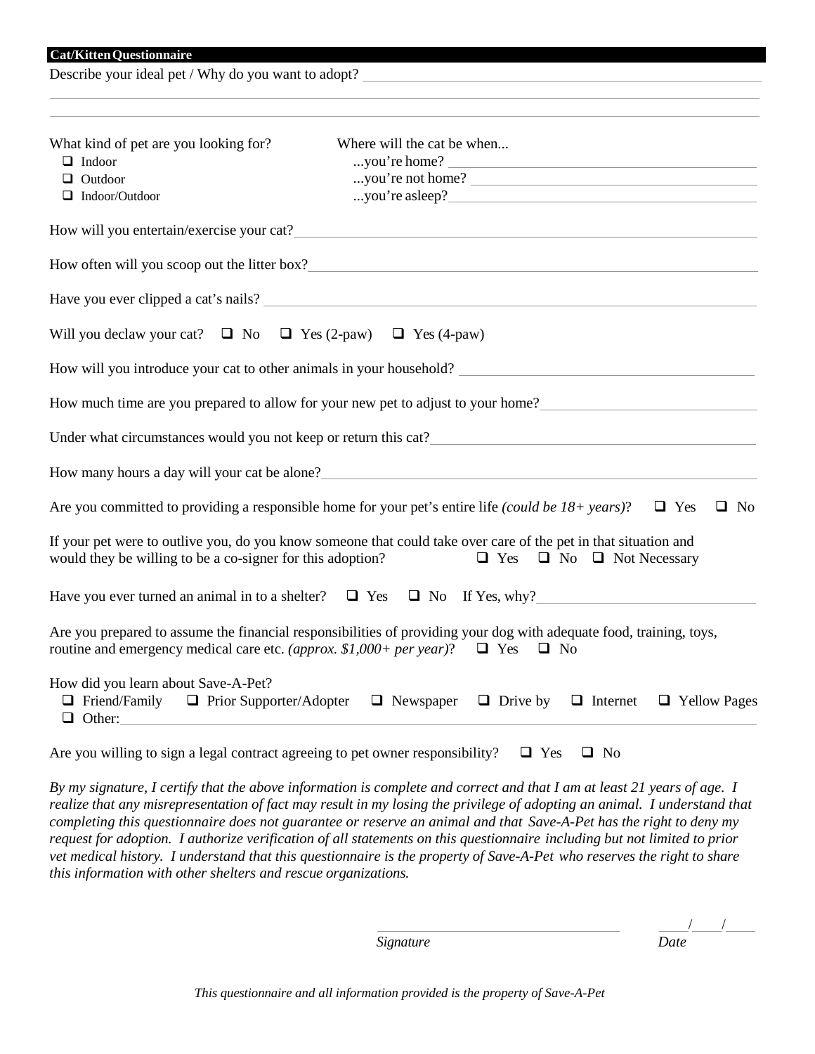## Cat/Kitten Questionnaire

Describe your ideal pet / Why do you want to adopt? ____________________________________________

____________________________________________

____________________________________________

What kind of pet are you looking for?

- ☐ Indoor
- ☐ Outdoor
- ☐ Indoor/Outdoor

Where will the cat be when...

...you're home? ____________________

...you're not home? ____________________

...you're asleep? ____________________

How will you entertain/exercise your cat? ____________________________________________

How often will you scoop out the litter box? ____________________________________________

Have you ever clipped a cat's nails? ____________________________________________

Will you declaw your cat? ☐ No ☐ Yes (2-paw) ☐ Yes (4-paw)

How will you introduce your cat to other animals in your household? ____________________

How much time are you prepared to allow for your new pet to adjust to your home? ____________________

Under what circumstances would you not keep or return this cat? ____________________

How many hours a day will your cat be alone? ____________________

Are you committed to providing a responsible home for your pet's entire life *(could be 18+ years)*? ☐ Yes ☐ No

If your pet were to outlive you, do you know someone that could take over care of the pet in that situation and would they be willing to be a co-signer for this adoption? ☐ Yes ☐ No ☐ Not Necessary

Have you ever turned an animal in to a shelter? ☐ Yes ☐ No If Yes, why? ____________________

Are you prepared to assume the financial responsibilities of providing your dog with adequate food, training, toys, routine and emergency medical care etc. *(approx. $1,000+ per year)*? ☐ Yes ☐ No

How did you learn about Save-A-Pet?
☐ Friend/Family ☐ Prior Supporter/Adopter ☐ Newspaper ☐ Drive by ☐ Internet ☐ Yellow Pages
☐ Other: ____________________

Are you willing to sign a legal contract agreeing to pet owner responsibility? ☐ Yes ☐ No

*By my signature, I certify that the above information is complete and correct and that I am at least 21 years of age. I realize that any misrepresentation of fact may result in my losing the privilege of adopting an animal. I understand that completing this questionnaire does not guarantee or reserve an animal and that Save-A-Pet has the right to deny my request for adoption. I authorize verification of all statements on this questionnaire including but not limited to prior vet medical history. I understand that this questionnaire is the property of Save-A-Pet who reserves the right to share this information with other shelters and rescue organizations.*

____________________ *Signature*　　　____/____/____ *Date*

*This questionnaire and all information provided is the property of Save-A-Pet*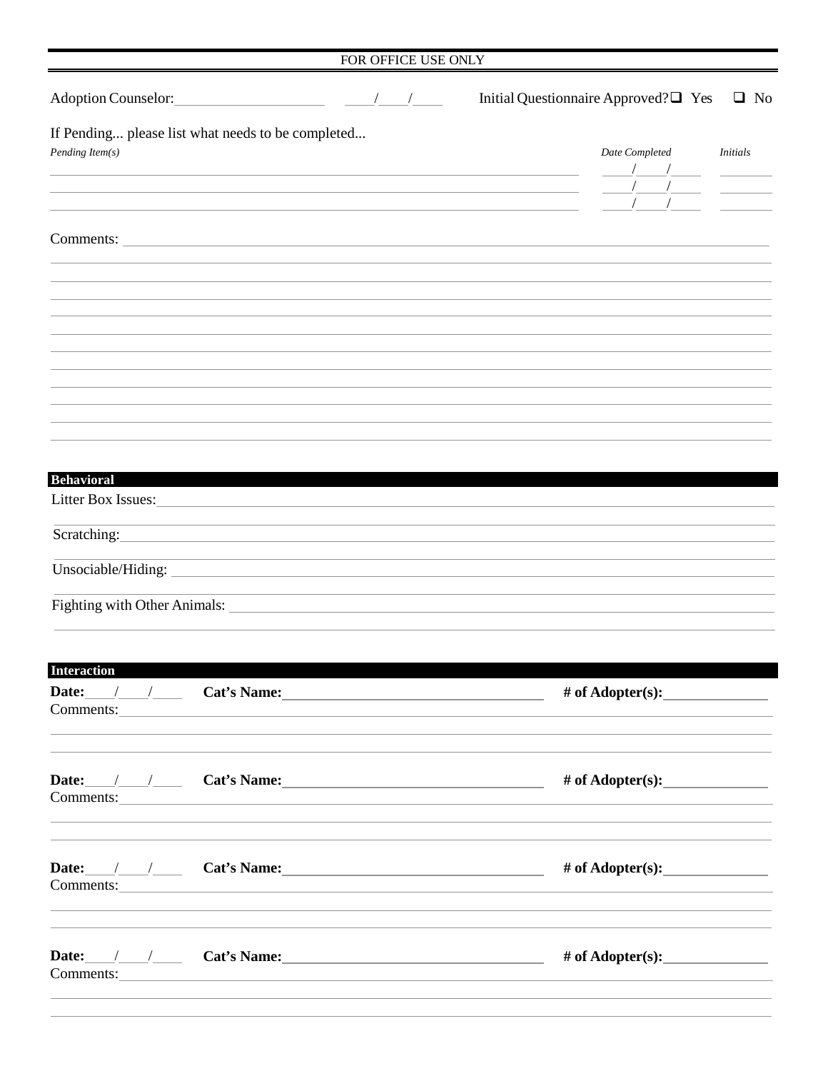FOR OFFICE USE ONLY

Adoption Counselor: ____________________ ____/____/____ Initial Questionnaire Approved? ☐ Yes ☐ No

If Pending... please list what needs to be completed...

| *Pending Item(s)* | *Date Completed* | *Initials* |
|---|---|---|
| | ____/____/____ | |
| | ____/____/____ | |
| | ____/____/____ | |

Comments: ____________________________________________

## Behavioral

Litter Box Issues: ____________________________________________

Scratching: ____________________________________________

Unsociable/Hiding: ____________________________________________

Fighting with Other Animals: ____________________________________________

## Interaction

**Date:** ____/____/____ **Cat's Name:** ____________________ **# of Adopter(s):** __________
Comments: ____________________________________________

**Date:** ____/____/____ **Cat's Name:** ____________________ **# of Adopter(s):** __________
Comments: ____________________________________________

**Date:** ____/____/____ **Cat's Name:** ____________________ **# of Adopter(s):** __________
Comments: ____________________________________________

**Date:** ____/____/____ **Cat's Name:** ____________________ **# of Adopter(s):** __________
Comments: ____________________________________________